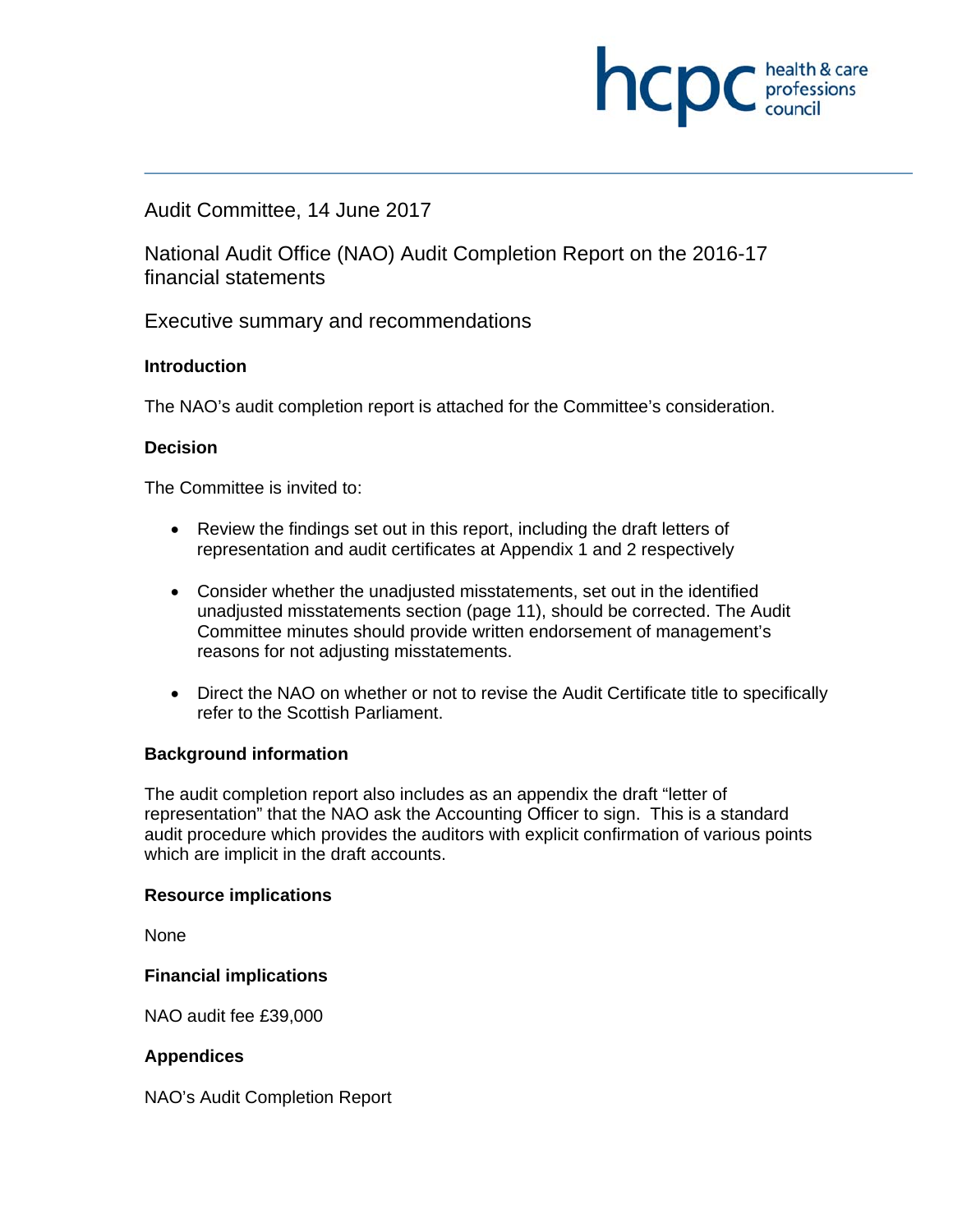hcpc health & care professions council

Audit Committee, 14 June 2017

# National Audit Office (NAO) Audit Completion Report on the 2016-17 financial statements

## Executive summary and recommendations

### Introduction

The NAO's audit completion report is attached for the Committee's consideration.

### Decision

The Committee is invited to:

- Review the findings set out in this report, including the draft letters of representation and audit certificates at Appendix 1 and 2 respectively
- Consider whether the unadjusted misstatements, set out in the identified unadjusted misstatements section (page 11), should be corrected. The Audit Committee minutes should provide written endorsement of management's reasons for not adjusting misstatements.
- Direct the NAO on whether or not to revise the Audit Certificate title to specifically refer to the Scottish Parliament.

### Background information

The audit completion report also includes as an appendix the draft "letter of representation" that the NAO ask the Accounting Officer to sign. This is a standard audit procedure which provides the auditors with explicit confirmation of various points which are implicit in the draft accounts.

### Resource implications

None

### Financial implications

NAO audit fee £39,000

### Appendices

NAO's Audit Completion Report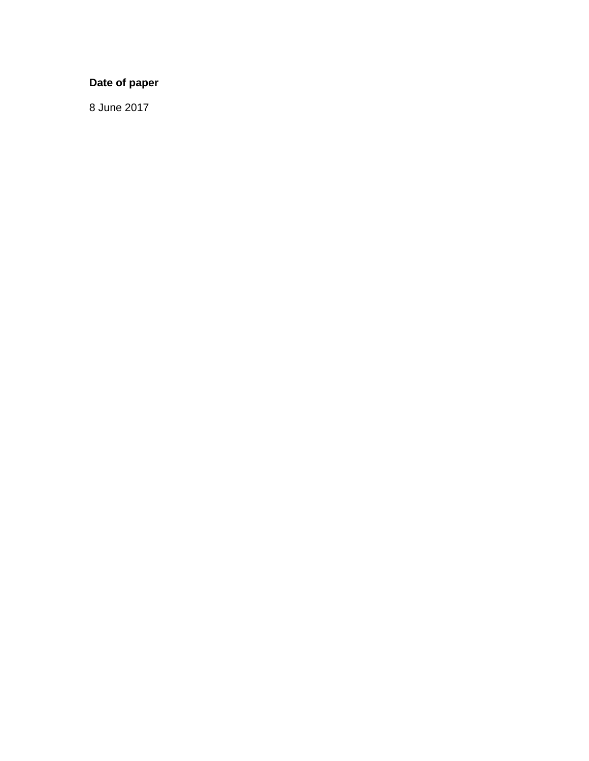**Date of paper**

8 June 2017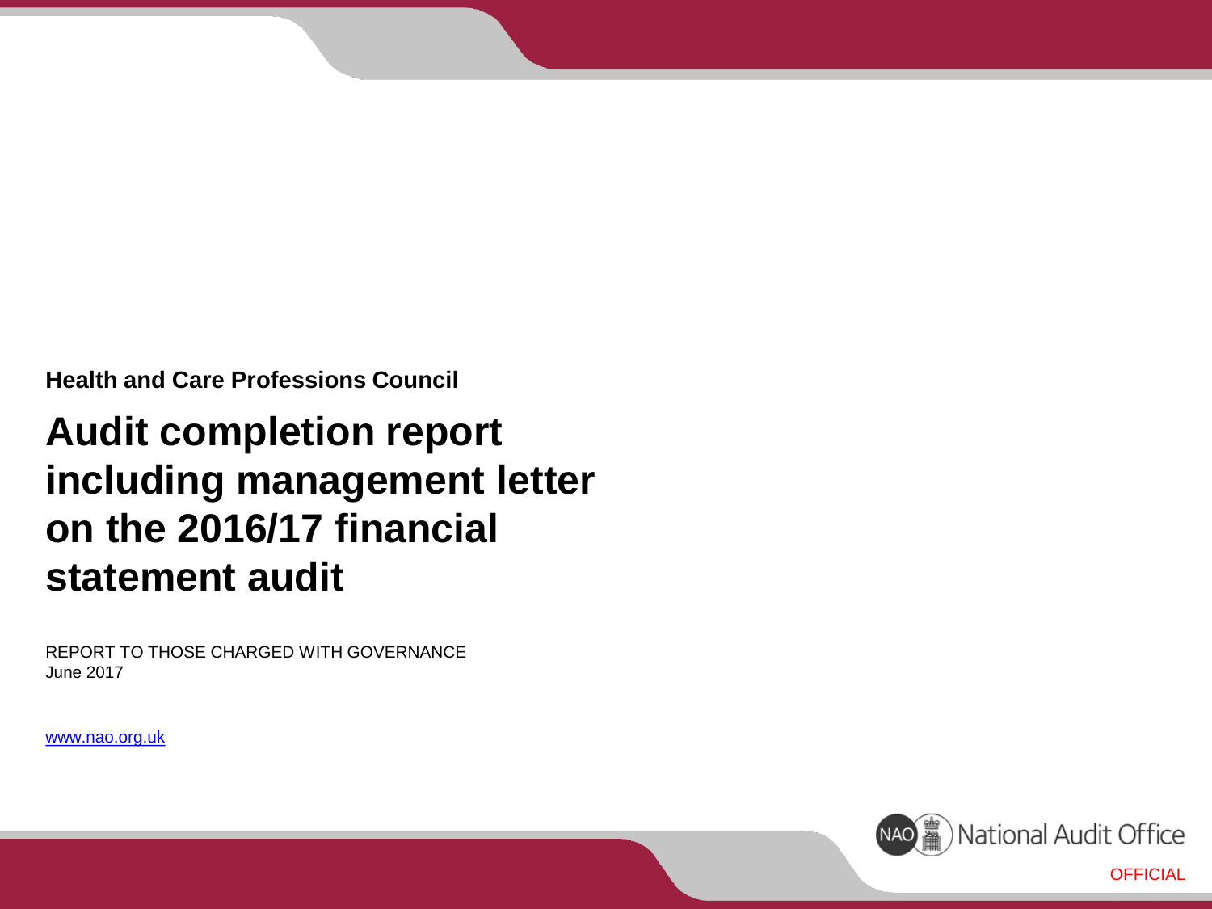**Health and Care Professions Council**

# Audit completion report including management letter on the 2016/17 financial statement audit

REPORT TO THOSE CHARGED WITH GOVERNANCE
June 2017

www.nao.org.uk

National Audit Office

OFFICIAL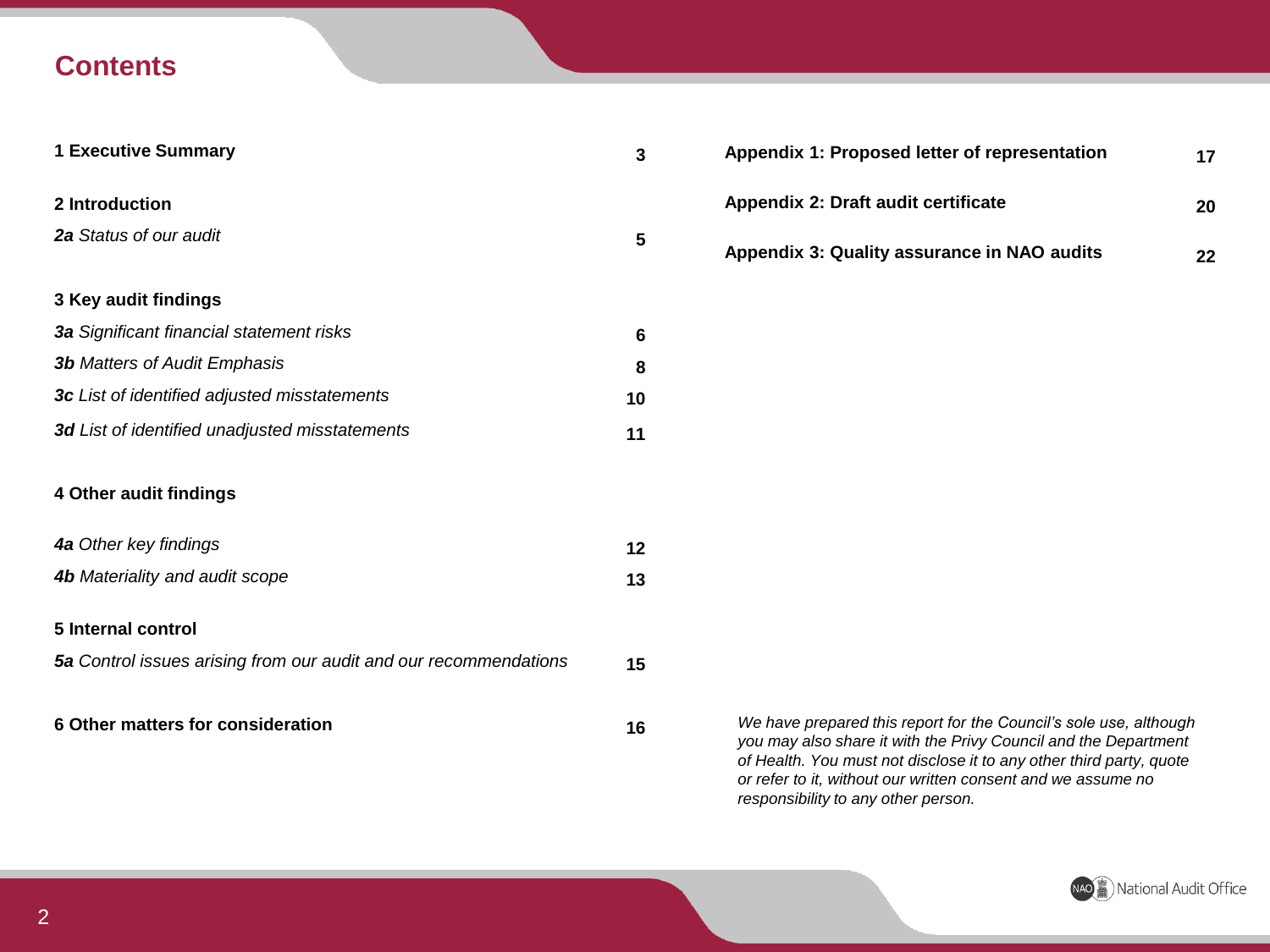# Contents

| | |
|---|---|
| **1 Executive Summary** | **3** |
| **2 Introduction** | |
| ***2a*** *Status of our audit* | **5** |
| **3 Key audit findings** | |
| ***3a*** *Significant financial statement risks* | **6** |
| ***3b*** *Matters of Audit Emphasis* | **8** |
| ***3c*** *List of identified adjusted misstatements* | **10** |
| ***3d*** *List of identified unadjusted misstatements* | **11** |
| **4 Other audit findings** | |
| ***4a*** *Other key findings* | **12** |
| ***4b*** *Materiality and audit scope* | **13** |
| **5 Internal control** | |
| ***5a*** *Control issues arising from our audit and our recommendations* | **15** |
| **6 Other matters for consideration** | **16** |
| **Appendix 1: Proposed letter of representation** | **17** |
| **Appendix 2: Draft audit certificate** | **20** |
| **Appendix 3: Quality assurance in NAO audits** | **22** |

*We have prepared this report for the Council's sole use, although you may also share it with the Privy Council and the Department of Health. You must not disclose it to any other third party, quote or refer to it, without our written consent and we assume no responsibility to any other person.*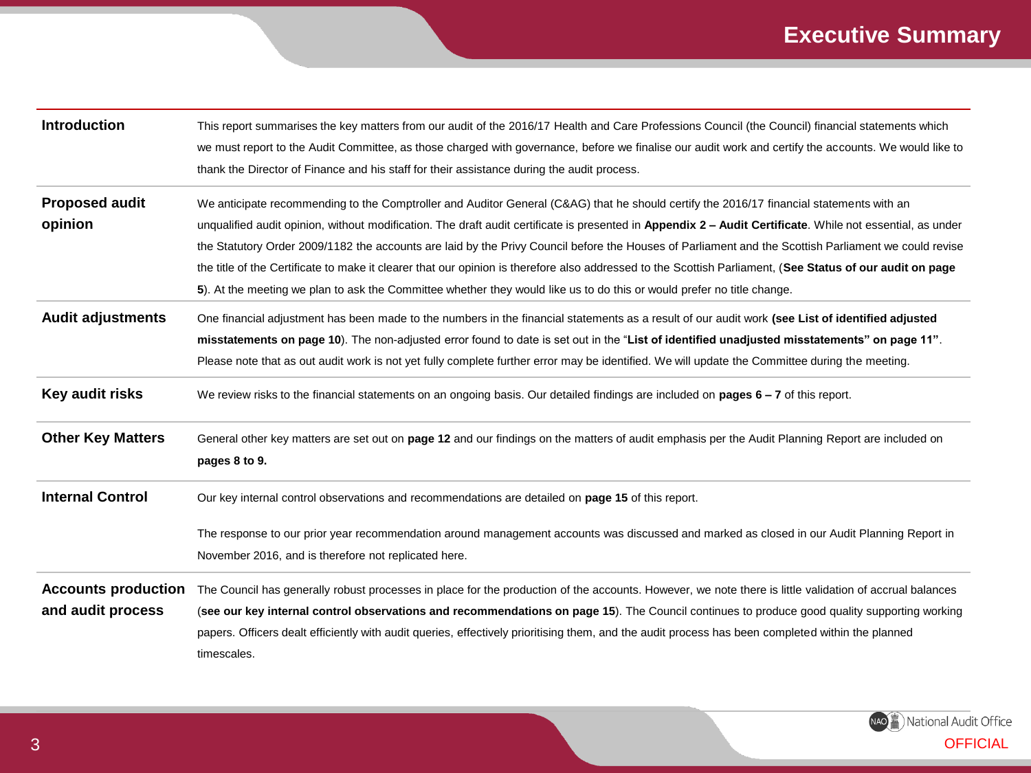# Executive Summary

| | |
|---|---|
| **Introduction** | This report summarises the key matters from our audit of the 2016/17 Health and Care Professions Council (the Council) financial statements which we must report to the Audit Committee, as those charged with governance, before we finalise our audit work and certify the accounts. We would like to thank the Director of Finance and his staff for their assistance during the audit process. |
| **Proposed audit opinion** | We anticipate recommending to the Comptroller and Auditor General (C&AG) that he should certify the 2016/17 financial statements with an unqualified audit opinion, without modification. The draft audit certificate is presented in **Appendix 2 – Audit Certificate**. While not essential, as under the Statutory Order 2009/1182 the accounts are laid by the Privy Council before the Houses of Parliament and the Scottish Parliament we could revise the title of the Certificate to make it clearer that our opinion is therefore also addressed to the Scottish Parliament, (**See Status of our audit on page 5**). At the meeting we plan to ask the Committee whether they would like us to do this or would prefer no title change. |
| **Audit adjustments** | One financial adjustment has been made to the numbers in the financial statements as a result of our audit work **(see List of identified adjusted misstatements on page 10**). The non-adjusted error found to date is set out in the "**List of identified unadjusted misstatements" on page 11"**. Please note that as out audit work is not yet fully complete further error may be identified. We will update the Committee during the meeting. |
| **Key audit risks** | We review risks to the financial statements on an ongoing basis. Our detailed findings are included on **pages 6 – 7** of this report. |
| **Other Key Matters** | General other key matters are set out on **page 12** and our findings on the matters of audit emphasis per the Audit Planning Report are included on **pages 8 to 9.** |
| **Internal Control** | Our key internal control observations and recommendations are detailed on **page 15** of this report.<br><br>The response to our prior year recommendation around management accounts was discussed and marked as closed in our Audit Planning Report in November 2016, and is therefore not replicated here. |
| **Accounts production and audit process** | The Council has generally robust processes in place for the production of the accounts. However, we note there is little validation of accrual balances (**see our key internal control observations and recommendations on page 15**). The Council continues to produce good quality supporting working papers. Officers dealt efficiently with audit queries, effectively prioritising them, and the audit process has been completed within the planned timescales. |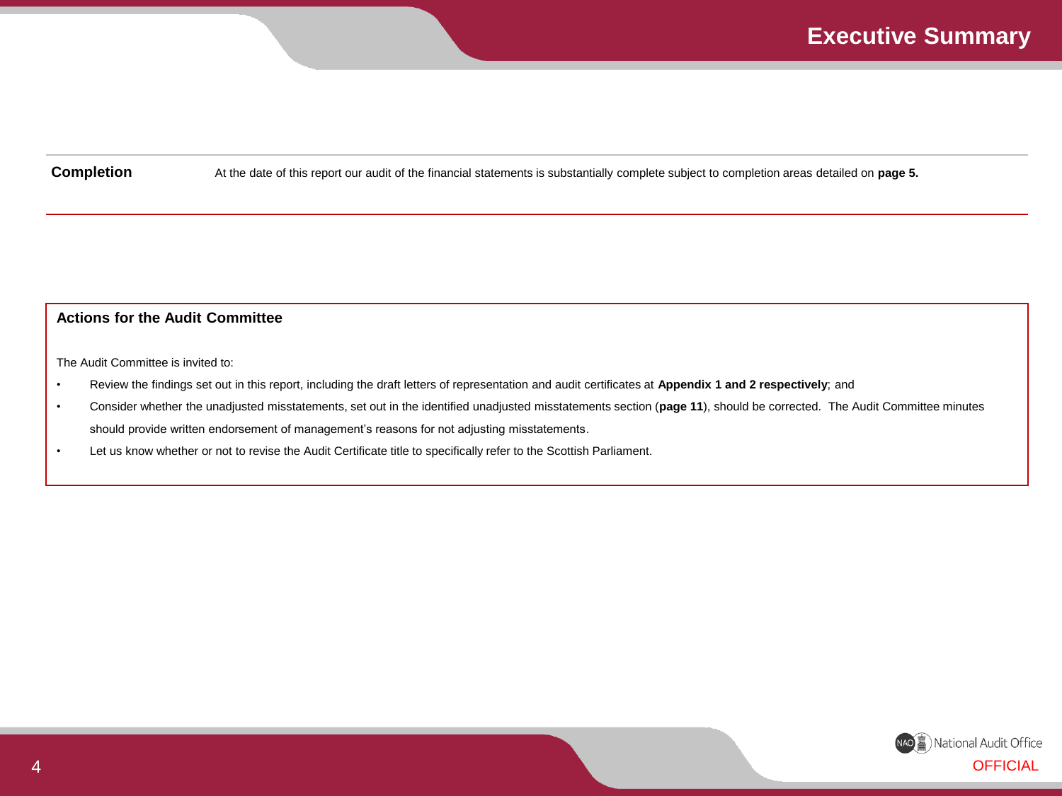# Executive Summary

| | |
|---|---|
| **Completion** | At the date of this report our audit of the financial statements is substantially complete subject to completion areas detailed on **page 5.** |

## Actions for the Audit Committee

The Audit Committee is invited to:

- Review the findings set out in this report, including the draft letters of representation and audit certificates at **Appendix 1 and 2 respectively**; and
- Consider whether the unadjusted misstatements, set out in the identified unadjusted misstatements section (**page 11**), should be corrected. The Audit Committee minutes should provide written endorsement of management's reasons for not adjusting misstatements.
- Let us know whether or not to revise the Audit Certificate title to specifically refer to the Scottish Parliament.

OFFICIAL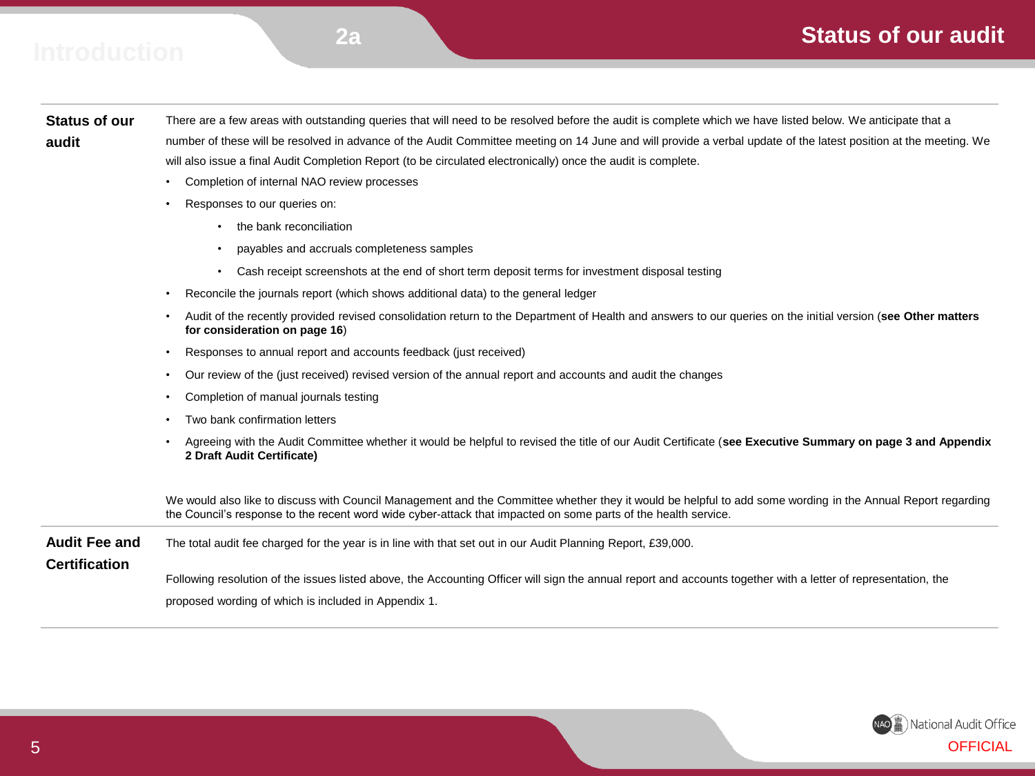# Status of our audit

## Status of our audit

There are a few areas with outstanding queries that will need to be resolved before the audit is complete which we have listed below. We anticipate that a number of these will be resolved in advance of the Audit Committee meeting on 14 June and will provide a verbal update of the latest position at the meeting. We will also issue a final Audit Completion Report (to be circulated electronically) once the audit is complete.

- Completion of internal NAO review processes
- Responses to our queries on:
  - the bank reconciliation
  - payables and accruals completeness samples
  - Cash receipt screenshots at the end of short term deposit terms for investment disposal testing
- Reconcile the journals report (which shows additional data) to the general ledger
- Audit of the recently provided revised consolidation return to the Department of Health and answers to our queries on the initial version (**see Other matters for consideration on page 16**)
- Responses to annual report and accounts feedback (just received)
- Our review of the (just received) revised version of the annual report and accounts and audit the changes
- Completion of manual journals testing
- Two bank confirmation letters
- Agreeing with the Audit Committee whether it would be helpful to revised the title of our Audit Certificate (**see Executive Summary on page 3 and Appendix 2 Draft Audit Certificate)**

We would also like to discuss with Council Management and the Committee whether they it would be helpful to add some wording in the Annual Report regarding the Council's response to the recent word wide cyber-attack that impacted on some parts of the health service.

## Audit Fee and Certification

The total audit fee charged for the year is in line with that set out in our Audit Planning Report, £39,000.

Following resolution of the issues listed above, the Accounting Officer will sign the annual report and accounts together with a letter of representation, the proposed wording of which is included in Appendix 1.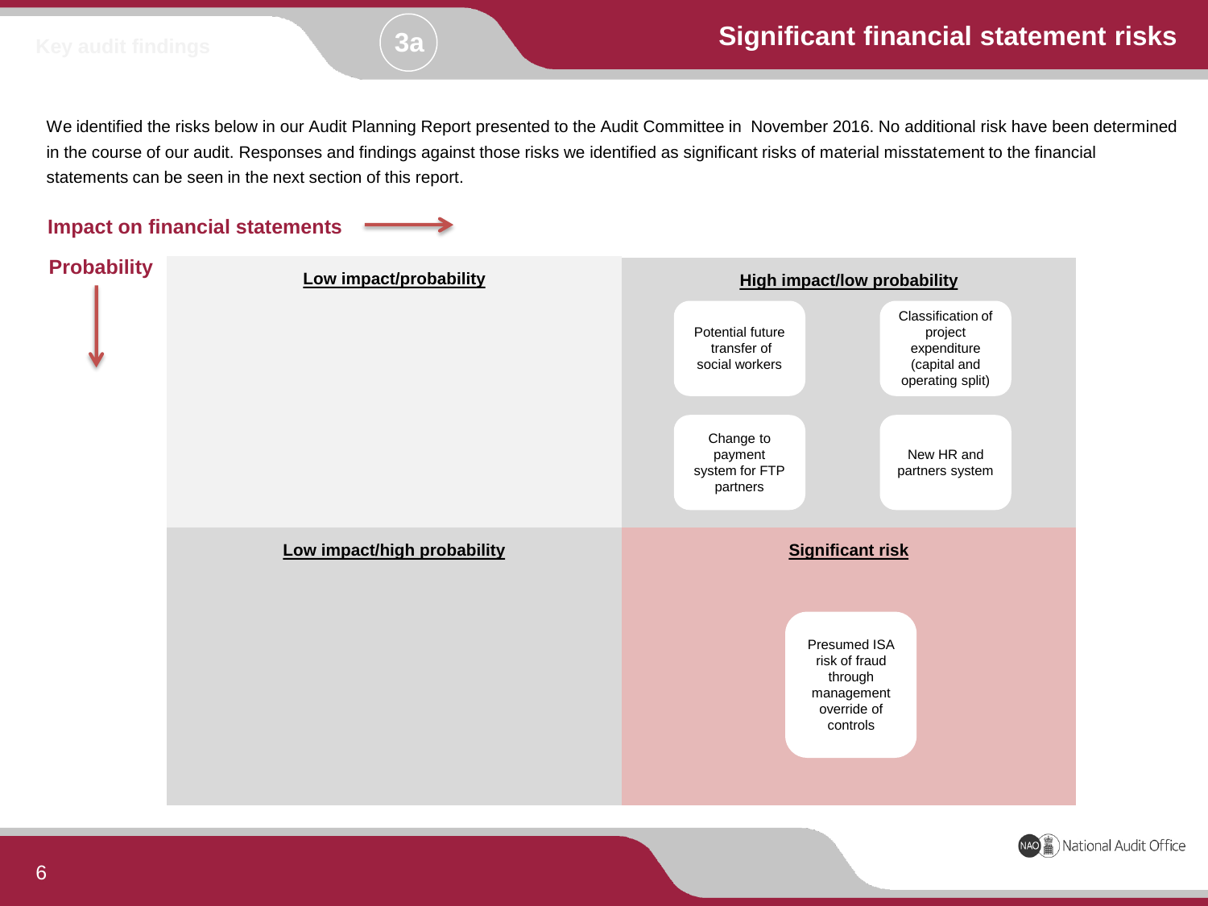# Significant financial statement risks

We identified the risks below in our Audit Planning Report presented to the Audit Committee in  November 2016. No additional risk have been determined in the course of our audit. Responses and findings against those risks we identified as significant risks of material misstatement to the financial statements can be seen in the next section of this report.

**Impact on financial statements** →

**Probability** ↓

| **Low impact/probability** | **High impact/low probability** |
|---|---|
| | Potential future transfer of social workers; Classification of project expenditure (capital and operating split); Change to payment system for FTP partners; New HR and partners system |
| **Low impact/high probability** | **Significant risk** |
| | Presumed ISA risk of fraud through management override of controls |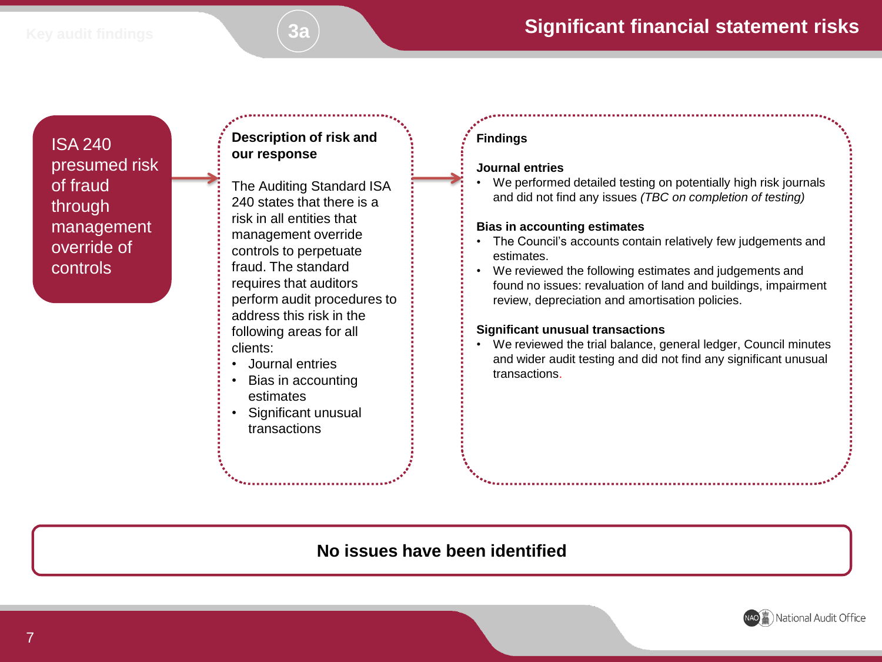## Significant financial statement risks

### ISA 240 presumed risk of fraud through management override of controls

**Description of risk and our response**

The Auditing Standard ISA 240 states that there is a risk in all entities that management override controls to perpetuate fraud. The standard requires that auditors perform audit procedures to address this risk in the following areas for all clients:

- Journal entries
- Bias in accounting estimates
- Significant unusual transactions

**Findings**

**Journal entries**

- We performed detailed testing on potentially high risk journals and did not find any issues *(TBC on completion of testing)*

**Bias in accounting estimates**

- The Council's accounts contain relatively few judgements and estimates.
- We reviewed the following estimates and judgements and found no issues: revaluation of land and buildings, impairment review, depreciation and amortisation policies.

**Significant unusual transactions**

- We reviewed the trial balance, general ledger, Council minutes and wider audit testing and did not find any significant unusual transactions.

**No issues have been identified**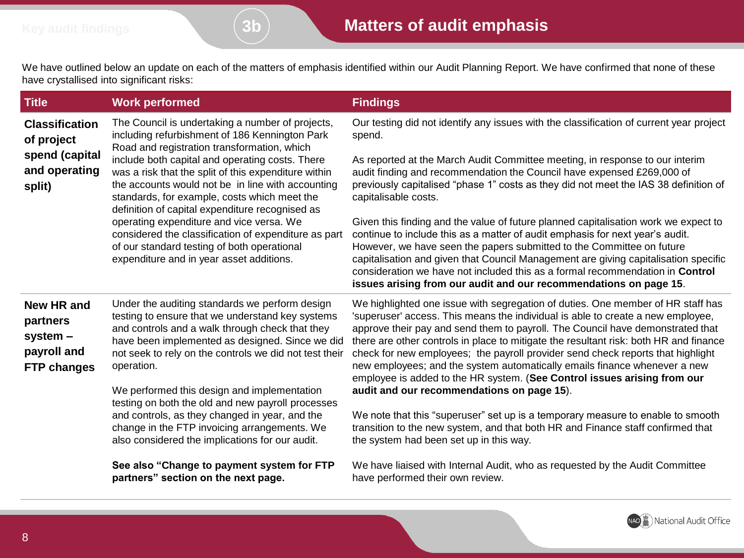# Matters of audit emphasis

We have outlined below an update on each of the matters of emphasis identified within our Audit Planning Report. We have confirmed that none of these have crystallised into significant risks:

| Title | Work performed | Findings |
|---|---|---|
| **Classification of project spend (capital and operating split)** | The Council is undertaking a number of projects, including refurbishment of 186 Kennington Park Road and registration transformation, which include both capital and operating costs. There was a risk that the split of this expenditure within the accounts would not be in line with accounting standards, for example, costs which meet the definition of capital expenditure recognised as operating expenditure and vice versa. We considered the classification of expenditure as part of our standard testing of both operational expenditure and in year asset additions. | Our testing did not identify any issues with the classification of current year project spend.<br><br>As reported at the March Audit Committee meeting, in response to our interim audit finding and recommendation the Council have expensed £269,000 of previously capitalised "phase 1" costs as they did not meet the IAS 38 definition of capitalisable costs.<br><br>Given this finding and the value of future planned capitalisation work we expect to continue to include this as a matter of audit emphasis for next year's audit. However, we have seen the papers submitted to the Committee on future capitalisation and given that Council Management are giving capitalisation specific consideration we have not included this as a formal recommendation in **Control issues arising from our audit and our recommendations on page 15**. |
| **New HR and partners system – payroll and FTP changes** | Under the auditing standards we perform design testing to ensure that we understand key systems and controls and a walk through check that they have been implemented as designed. Since we did not seek to rely on the controls we did not test their operation.<br><br>We performed this design and implementation testing on both the old and new payroll processes and controls, as they changed in year, and the change in the FTP invoicing arrangements. We also considered the implications for our audit.<br><br>**See also "Change to payment system for FTP partners" section on the next page.** | We highlighted one issue with segregation of duties. One member of HR staff has 'superuser' access. This means the individual is able to create a new employee, approve their pay and send them to payroll. The Council have demonstrated that there are other controls in place to mitigate the resultant risk: both HR and finance check for new employees; the payroll provider send check reports that highlight new employees; and the system automatically emails finance whenever a new employee is added to the HR system. (**See Control issues arising from our audit and our recommendations on page 15**).<br><br>We note that this "superuser" set up is a temporary measure to enable to smooth transition to the new system, and that both HR and Finance staff confirmed that the system had been set up in this way.<br><br>We have liaised with Internal Audit, who as requested by the Audit Committee have performed their own review. |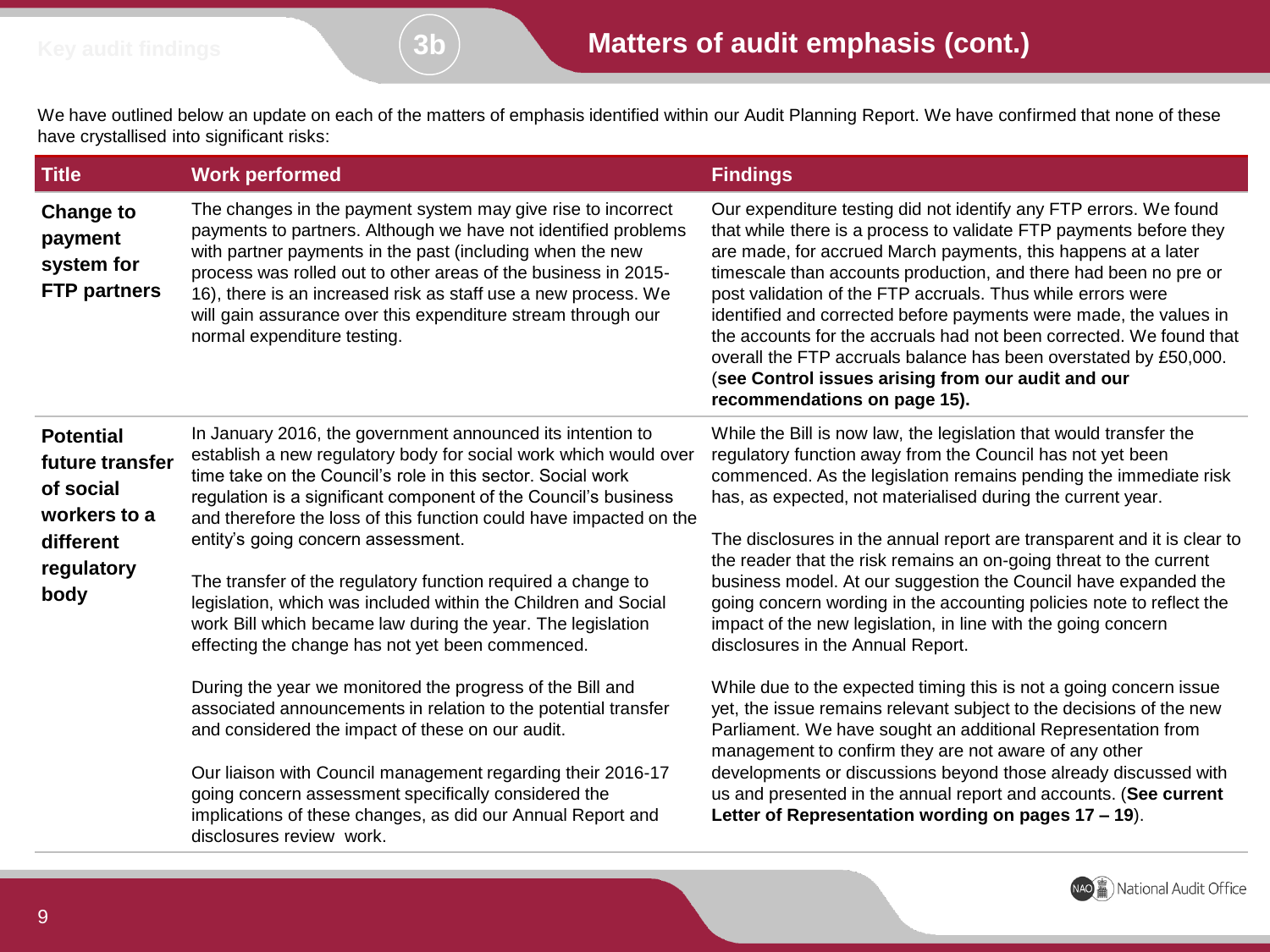# Matters of audit emphasis (cont.)

We have outlined below an update on each of the matters of emphasis identified within our Audit Planning Report. We have confirmed that none of these have crystallised into significant risks:

| Title | Work performed | Findings |
| --- | --- | --- |
| **Change to payment system for FTP partners** | The changes in the payment system may give rise to incorrect payments to partners. Although we have not identified problems with partner payments in the past (including when the new process was rolled out to other areas of the business in 2015-16), there is an increased risk as staff use a new process. We will gain assurance over this expenditure stream through our normal expenditure testing. | Our expenditure testing did not identify any FTP errors. We found that while there is a process to validate FTP payments before they are made, for accrued March payments, this happens at a later timescale than accounts production, and there had been no pre or post validation of the FTP accruals. Thus while errors were identified and corrected before payments were made, the values in the accounts for the accruals had not been corrected. We found that overall the FTP accruals balance has been overstated by £50,000. (**see Control issues arising from our audit and our recommendations on page 15).** |
| **Potential future transfer of social workers to a different regulatory body** | In January 2016, the government announced its intention to establish a new regulatory body for social work which would over time take on the Council's role in this sector. Social work regulation is a significant component of the Council's business and therefore the loss of this function could have impacted on the entity's going concern assessment.<br><br>The transfer of the regulatory function required a change to legislation, which was included within the Children and Social work Bill which became law during the year. The legislation effecting the change has not yet been commenced.<br><br>During the year we monitored the progress of the Bill and associated announcements in relation to the potential transfer and considered the impact of these on our audit.<br><br>Our liaison with Council management regarding their 2016-17 going concern assessment specifically considered the implications of these changes, as did our Annual Report and disclosures review work. | While the Bill is now law, the legislation that would transfer the regulatory function away from the Council has not yet been commenced. As the legislation remains pending the immediate risk has, as expected, not materialised during the current year.<br><br>The disclosures in the annual report are transparent and it is clear to the reader that the risk remains an on-going threat to the current business model. At our suggestion the Council have expanded the going concern wording in the accounting policies note to reflect the impact of the new legislation, in line with the going concern disclosures in the Annual Report.<br><br>While due to the expected timing this is not a going concern issue yet, the issue remains relevant subject to the decisions of the new Parliament. We have sought an additional Representation from management to confirm they are not aware of any other developments or discussions beyond those already discussed with us and presented in the annual report and accounts. (**See current Letter of Representation wording on pages 17 – 19**). |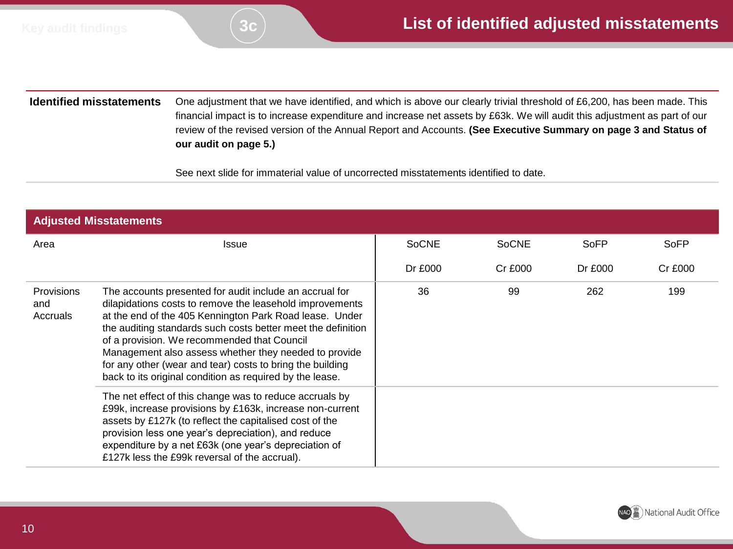# List of identified adjusted misstatements

**Identified misstatements**

One adjustment that we have identified, and which is above our clearly trivial threshold of £6,200, has been made. This financial impact is to increase expenditure and increase net assets by £63k. We will audit this adjustment as part of our review of the revised version of the Annual Report and Accounts. **(See Executive Summary on page 3 and Status of our audit on page 5.)**

See next slide for immaterial value of uncorrected misstatements identified to date.

## Adjusted Misstatements

| Area | Issue | SoCNE Dr £000 | SoCNE Cr £000 | SoFP Dr £000 | SoFP Cr £000 |
|---|---|---|---|---|---|
| Provisions and Accruals | The accounts presented for audit include an accrual for dilapidations costs to remove the leasehold improvements at the end of the 405 Kennington Park Road lease. Under the auditing standards such costs better meet the definition of a provision. We recommended that Council Management also assess whether they needed to provide for any other (wear and tear) costs to bring the building back to its original condition as required by the lease. | 36 | 99 | 262 | 199 |
| | The net effect of this change was to reduce accruals by £99k, increase provisions by £163k, increase non-current assets by £127k (to reflect the capitalised cost of the provision less one year's depreciation), and reduce expenditure by a net £63k (one year's depreciation of £127k less the £99k reversal of the accrual). | | | | |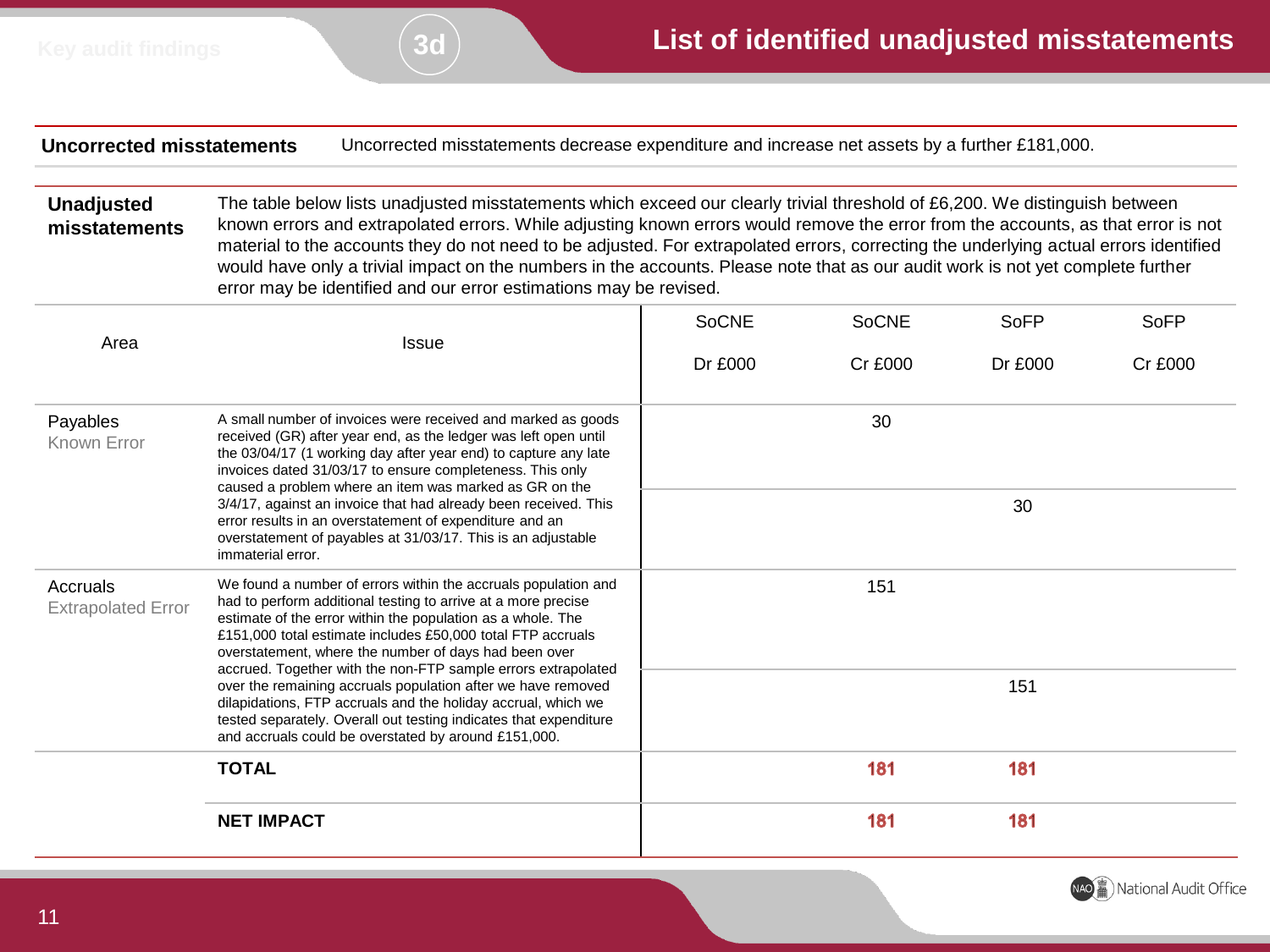# List of identified unadjusted misstatements

**Uncorrected misstatements**

Uncorrected misstatements decrease expenditure and increase net assets by a further £181,000.

**Unadjusted misstatements**

The table below lists unadjusted misstatements which exceed our clearly trivial threshold of £6,200. We distinguish between known errors and extrapolated errors. While adjusting known errors would remove the error from the accounts, as that error is not material to the accounts they do not need to be adjusted. For extrapolated errors, correcting the underlying actual errors identified would have only a trivial impact on the numbers in the accounts. Please note that as our audit work is not yet complete further error may be identified and our error estimations may be revised.

| Area | Issue | SoCNE Dr £000 | SoCNE Cr £000 | SoFP Dr £000 | SoFP Cr £000 |
|---|---|---|---|---|---|
| Payables<br>Known Error | A small number of invoices were received and marked as goods received (GR) after year end, as the ledger was left open until the 03/04/17 (1 working day after year end) to capture any late invoices dated 31/03/17 to ensure completeness. This only caused a problem where an item was marked as GR on the 3/4/17, against an invoice that had already been received. This error results in an overstatement of expenditure and an overstatement of payables at 31/03/17. This is an adjustable immaterial error. | | 30 | | |
| | | | | 30 | |
| Accruals<br>Extrapolated Error | We found a number of errors within the accruals population and had to perform additional testing to arrive at a more precise estimate of the error within the population as a whole. The £151,000 total estimate includes £50,000 total FTP accruals overstatement, where the number of days had been over accrued. Together with the non-FTP sample errors extrapolated over the remaining accruals population after we have removed dilapidations, FTP accruals and the holiday accrual, which we tested separately. Overall out testing indicates that expenditure and accruals could be overstated by around £151,000. | | 151 | | |
| | | | | 151 | |
| | **TOTAL** | | **181** | **181** | |
| | **NET IMPACT** | | **181** | **181** | |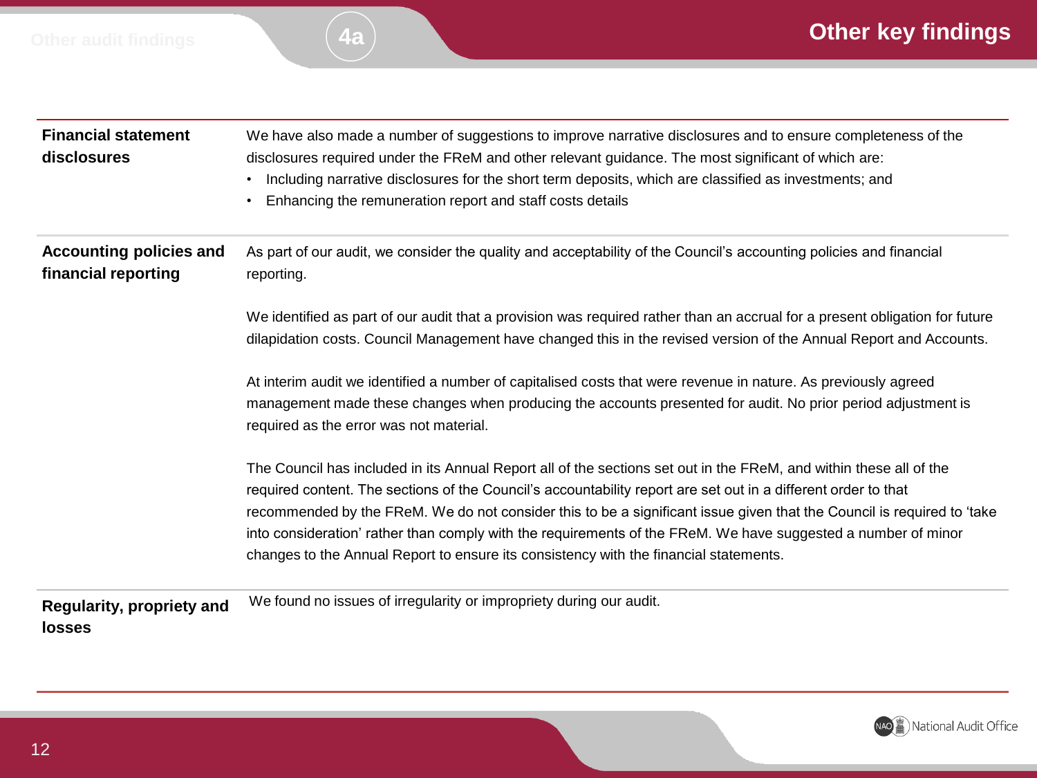# Other key findings

| | |
|---|---|
| **Financial statement disclosures** | We have also made a number of suggestions to improve narrative disclosures and to ensure completeness of the disclosures required under the FReM and other relevant guidance. The most significant of which are:<br>• Including narrative disclosures for the short term deposits, which are classified as investments; and<br>• Enhancing the remuneration report and staff costs details |
| **Accounting policies and financial reporting** | As part of our audit, we consider the quality and acceptability of the Council's accounting policies and financial reporting.<br><br>We identified as part of our audit that a provision was required rather than an accrual for a present obligation for future dilapidation costs. Council Management have changed this in the revised version of the Annual Report and Accounts.<br><br>At interim audit we identified a number of capitalised costs that were revenue in nature. As previously agreed management made these changes when producing the accounts presented for audit. No prior period adjustment is required as the error was not material.<br><br>The Council has included in its Annual Report all of the sections set out in the FReM, and within these all of the required content. The sections of the Council's accountability report are set out in a different order to that recommended by the FReM. We do not consider this to be a significant issue given that the Council is required to 'take into consideration' rather than comply with the requirements of the FReM. We have suggested a number of minor changes to the Annual Report to ensure its consistency with the financial statements. |
| **Regularity, propriety and losses** | We found no issues of irregularity or impropriety during our audit. |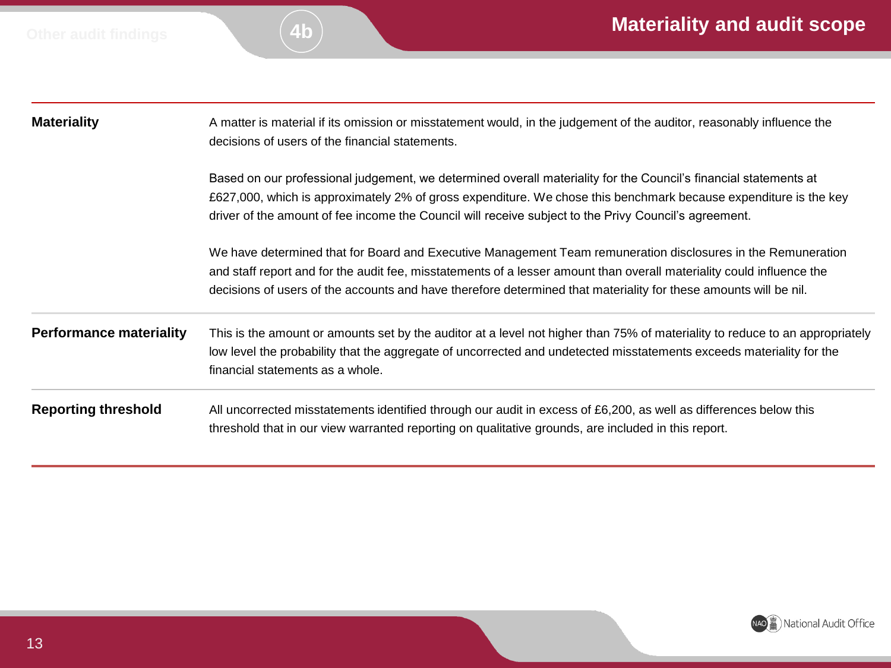## Materiality and audit scope

| | |
|---|---|
| **Materiality** | A matter is material if its omission or misstatement would, in the judgement of the auditor, reasonably influence the decisions of users of the financial statements.<br><br>Based on our professional judgement, we determined overall materiality for the Council's financial statements at £627,000, which is approximately 2% of gross expenditure. We chose this benchmark because expenditure is the key driver of the amount of fee income the Council will receive subject to the Privy Council's agreement.<br><br>We have determined that for Board and Executive Management Team remuneration disclosures in the Remuneration and staff report and for the audit fee, misstatements of a lesser amount than overall materiality could influence the decisions of users of the accounts and have therefore determined that materiality for these amounts will be nil. |
| **Performance materiality** | This is the amount or amounts set by the auditor at a level not higher than 75% of materiality to reduce to an appropriately low level the probability that the aggregate of uncorrected and undetected misstatements exceeds materiality for the financial statements as a whole. |
| **Reporting threshold** | All uncorrected misstatements identified through our audit in excess of £6,200, as well as differences below this threshold that in our view warranted reporting on qualitative grounds, are included in this report. |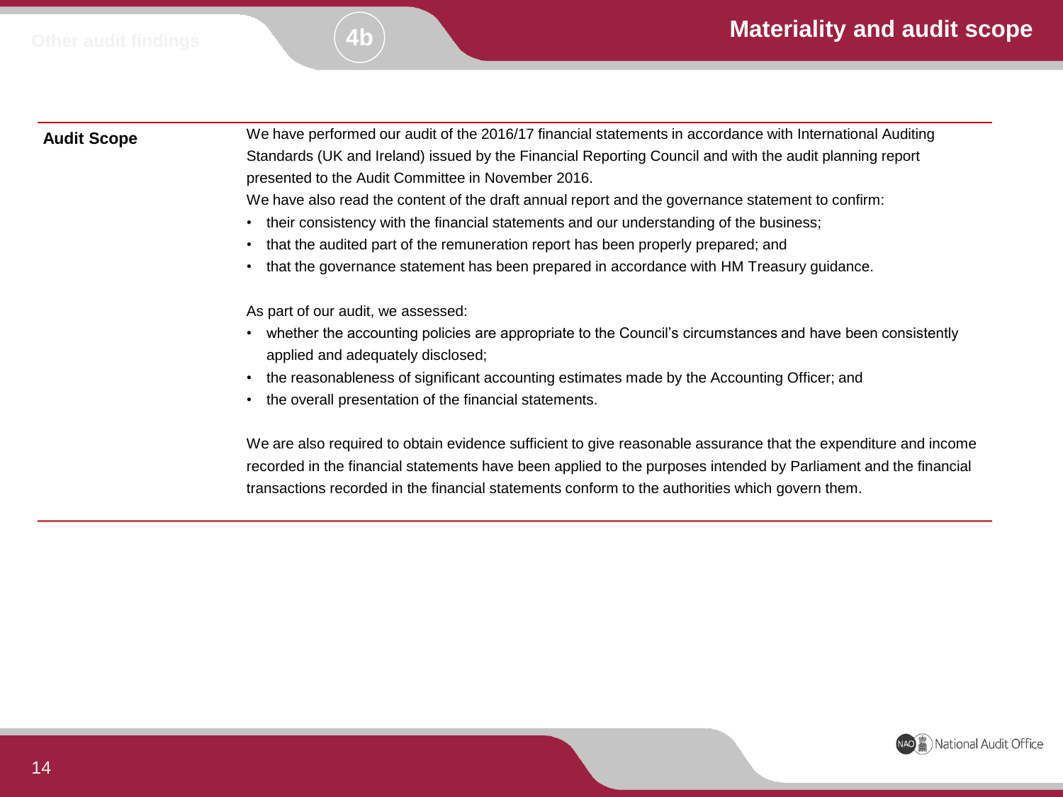# Materiality and audit scope

| **Audit Scope** | We have performed our audit of the 2016/17 financial statements in accordance with International Auditing Standards (UK and Ireland) issued by the Financial Reporting Council and with the audit planning report presented to the Audit Committee in November 2016. |
|---|---|

We have also read the content of the draft annual report and the governance statement to confirm:

- their consistency with the financial statements and our understanding of the business;
- that the audited part of the remuneration report has been properly prepared; and
- that the governance statement has been prepared in accordance with HM Treasury guidance.

As part of our audit, we assessed:

- whether the accounting policies are appropriate to the Council's circumstances and have been consistently applied and adequately disclosed;
- the reasonableness of significant accounting estimates made by the Accounting Officer; and
- the overall presentation of the financial statements.

We are also required to obtain evidence sufficient to give reasonable assurance that the expenditure and income recorded in the financial statements have been applied to the purposes intended by Parliament and the financial transactions recorded in the financial statements conform to the authorities which govern them.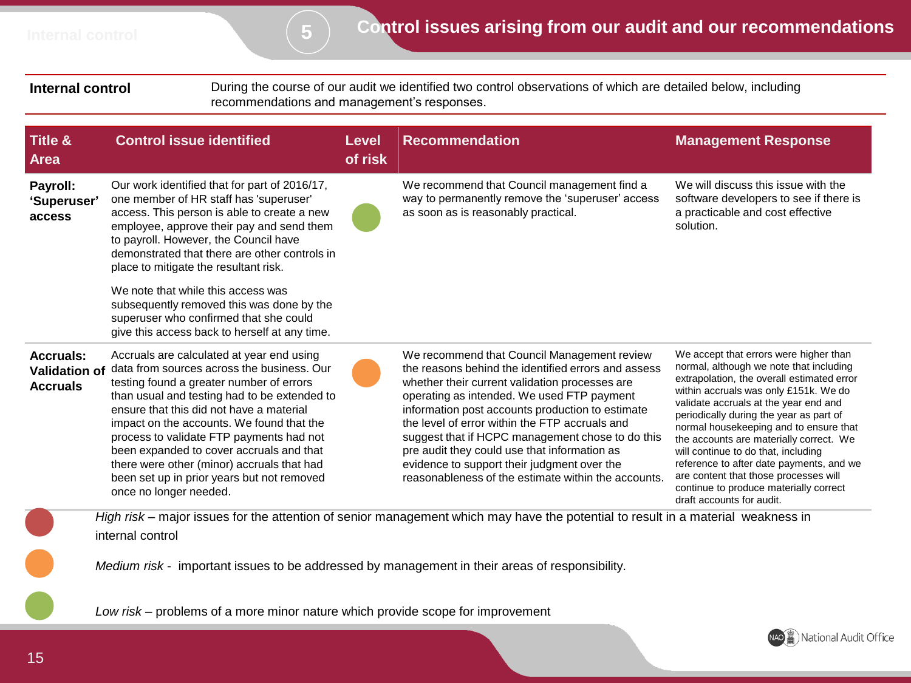## 5 Control issues arising from our audit and our recommendations

**Internal control** During the course of our audit we identified two control observations of which are detailed below, including recommendations and management's responses.

| Title & Area | Control issue identified | Level of risk | Recommendation | Management Response |
|---|---|---|---|---|
| **Payroll: 'Superuser' access** | Our work identified that for part of 2016/17, one member of HR staff has 'superuser' access. This person is able to create a new employee, approve their pay and send them to payroll. However, the Council have demonstrated that there are other controls in place to mitigate the resultant risk.<br><br>We note that while this access was subsequently removed this was done by the superuser who confirmed that she could give this access back to herself at any time. | Low (green) | We recommend that Council management find a way to permanently remove the 'superuser' access as soon as is reasonably practical. | We will discuss this issue with the software developers to see if there is a practicable and cost effective solution. |
| **Accruals: Validation of Accruals** | Accruals are calculated at year end using data from sources across the business. Our testing found a greater number of errors than usual and testing had to be extended to ensure that this did not have a material impact on the accounts. We found that the process to validate FTP payments had not been expanded to cover accruals and that there were other (minor) accruals that had been set up in prior years but not removed once no longer needed. | Medium (amber) | We recommend that Council Management review the reasons behind the identified errors and assess whether their current validation processes are operating as intended. We used FTP payment information post accounts production to estimate the level of error within the FTP accruals and suggest that if HCPC management chose to do this pre audit they could use that information as evidence to support their judgment over the reasonableness of the estimate within the accounts. | We accept that errors were higher than normal, although we note that including extrapolation, the overall estimated error within accruals was only £151k. We do validate accruals at the year end and periodically during the year as part of normal housekeeping and to ensure that the accounts are materially correct. We will continue to do that, including reference to after date payments, and we are content that those processes will continue to produce materially correct draft accounts for audit. |

*High risk* – major issues for the attention of senior management which may have the potential to result in a material weakness in internal control

*Medium risk* - important issues to be addressed by management in their areas of responsibility.

*Low risk* – problems of a more minor nature which provide scope for improvement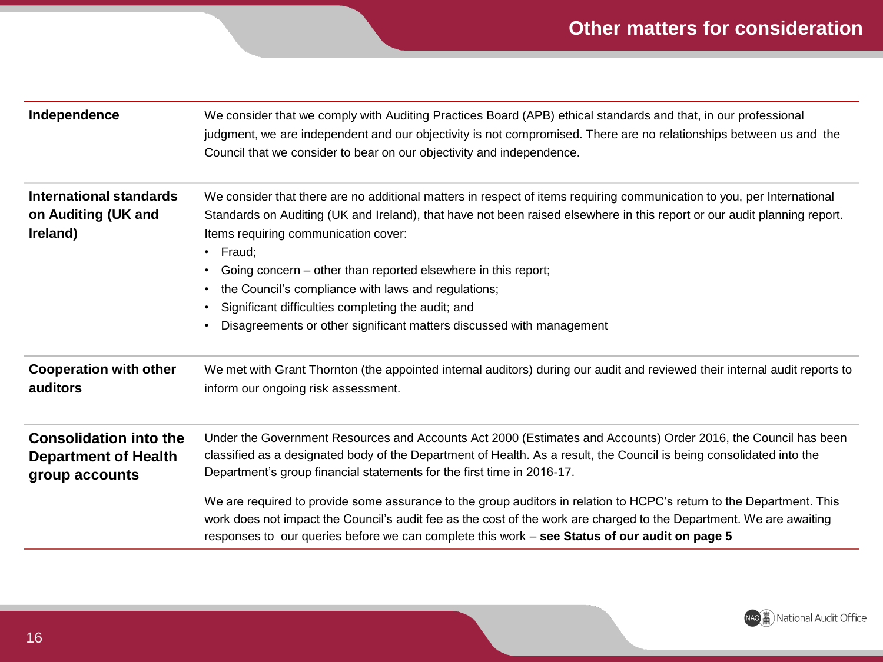# Other matters for consideration

| | |
|---|---|
| **Independence** | We consider that we comply with Auditing Practices Board (APB) ethical standards and that, in our professional judgment, we are independent and our objectivity is not compromised. There are no relationships between us and the Council that we consider to bear on our objectivity and independence. |
| **International standards on Auditing (UK and Ireland)** | We consider that there are no additional matters in respect of items requiring communication to you, per International Standards on Auditing (UK and Ireland), that have not been raised elsewhere in this report or our audit planning report. Items requiring communication cover:<br>• Fraud;<br>• Going concern – other than reported elsewhere in this report;<br>• the Council's compliance with laws and regulations;<br>• Significant difficulties completing the audit; and<br>• Disagreements or other significant matters discussed with management |
| **Cooperation with other auditors** | We met with Grant Thornton (the appointed internal auditors) during our audit and reviewed their internal audit reports to inform our ongoing risk assessment. |
| **Consolidation into the Department of Health group accounts** | Under the Government Resources and Accounts Act 2000 (Estimates and Accounts) Order 2016, the Council has been classified as a designated body of the Department of Health. As a result, the Council is being consolidated into the Department's group financial statements for the first time in 2016-17.<br><br>We are required to provide some assurance to the group auditors in relation to HCPC's return to the Department. This work does not impact the Council's audit fee as the cost of the work are charged to the Department. We are awaiting responses to our queries before we can complete this work – **see Status of our audit on page 5** |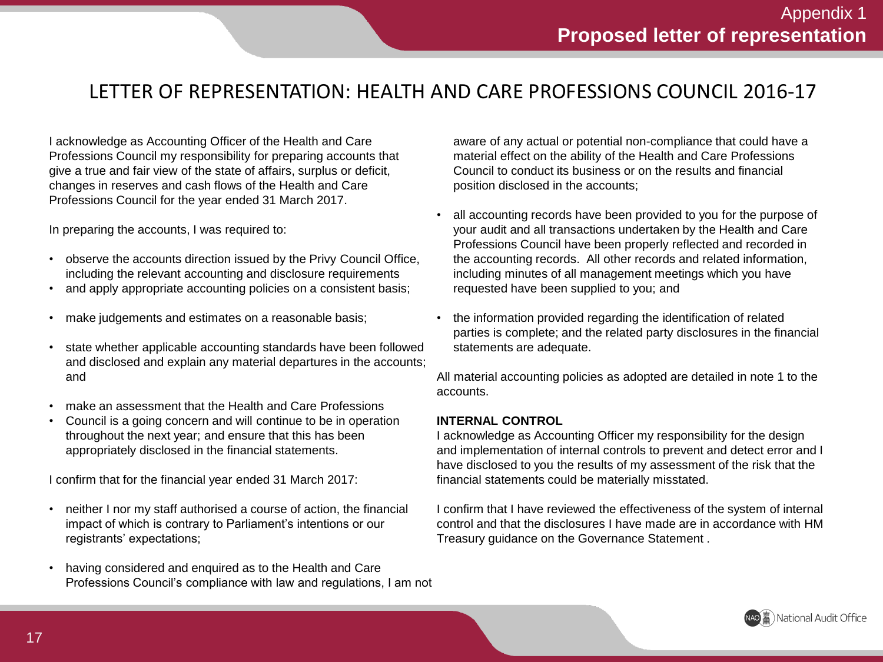Appendix 1

**Proposed letter of representation**

## LETTER OF REPRESENTATION: HEALTH AND CARE PROFESSIONS COUNCIL 2016-17

I acknowledge as Accounting Officer of the Health and Care Professions Council my responsibility for preparing accounts that give a true and fair view of the state of affairs, surplus or deficit, changes in reserves and cash flows of the Health and Care Professions Council for the year ended 31 March 2017.

In preparing the accounts, I was required to:

- observe the accounts direction issued by the Privy Council Office, including the relevant accounting and disclosure requirements
- and apply appropriate accounting policies on a consistent basis;
- make judgements and estimates on a reasonable basis;
- state whether applicable accounting standards have been followed and disclosed and explain any material departures in the accounts; and
- make an assessment that the Health and Care Professions
- Council is a going concern and will continue to be in operation throughout the next year; and ensure that this has been appropriately disclosed in the financial statements.

I confirm that for the financial year ended 31 March 2017:

- neither I nor my staff authorised a course of action, the financial impact of which is contrary to Parliament's intentions or our registrants' expectations;
- having considered and enquired as to the Health and Care Professions Council's compliance with law and regulations, I am not aware of any actual or potential non-compliance that could have a material effect on the ability of the Health and Care Professions Council to conduct its business or on the results and financial position disclosed in the accounts;
- all accounting records have been provided to you for the purpose of your audit and all transactions undertaken by the Health and Care Professions Council have been properly reflected and recorded in the accounting records. All other records and related information, including minutes of all management meetings which you have requested have been supplied to you; and
- the information provided regarding the identification of related parties is complete; and the related party disclosures in the financial statements are adequate.

All material accounting policies as adopted are detailed in note 1 to the accounts.

**INTERNAL CONTROL**

I acknowledge as Accounting Officer my responsibility for the design and implementation of internal controls to prevent and detect error and I have disclosed to you the results of my assessment of the risk that the financial statements could be materially misstated.

I confirm that I have reviewed the effectiveness of the system of internal control and that the disclosures I have made are in accordance with HM Treasury guidance on the Governance Statement .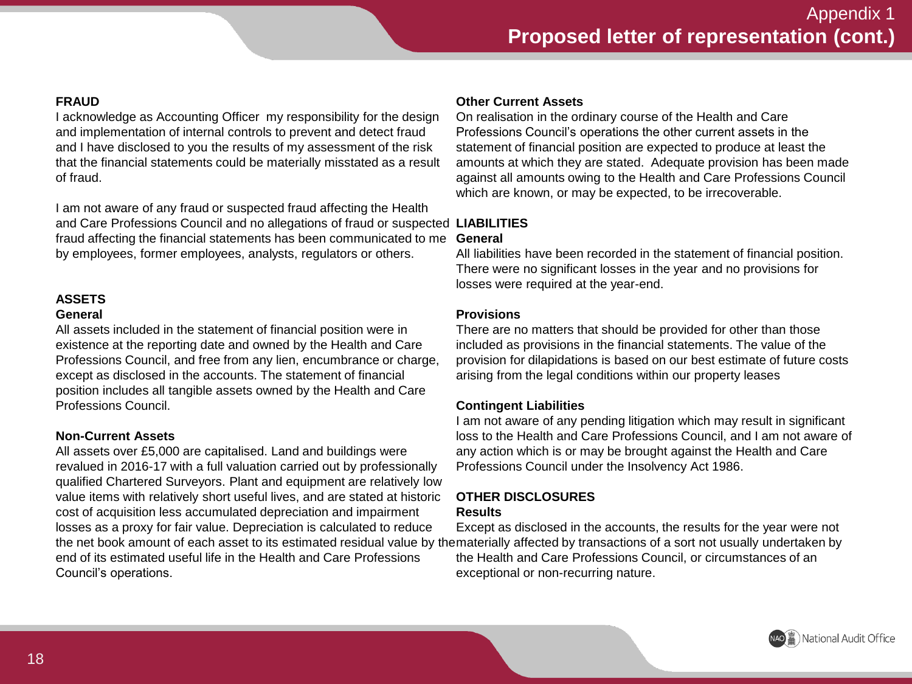## Appendix 1
## Proposed letter of representation (cont.)

### FRAUD

I acknowledge as Accounting Officer my responsibility for the design and implementation of internal controls to prevent and detect fraud and I have disclosed to you the results of my assessment of the risk that the financial statements could be materially misstated as a result of fraud.

I am not aware of any fraud or suspected fraud affecting the Health and Care Professions Council and no allegations of fraud or suspected fraud affecting the financial statements has been communicated to me by employees, former employees, analysts, regulators or others.

### ASSETS

#### General

All assets included in the statement of financial position were in existence at the reporting date and owned by the Health and Care Professions Council, and free from any lien, encumbrance or charge, except as disclosed in the accounts. The statement of financial position includes all tangible assets owned by the Health and Care Professions Council.

#### Non-Current Assets

All assets over £5,000 are capitalised. Land and buildings were revalued in 2016-17 with a full valuation carried out by professionally qualified Chartered Surveyors. Plant and equipment are relatively low value items with relatively short useful lives, and are stated at historic cost of acquisition less accumulated depreciation and impairment losses as a proxy for fair value. Depreciation is calculated to reduce the net book amount of each asset to its estimated residual value by the end of its estimated useful life in the Health and Care Professions Council's operations.

#### Other Current Assets

On realisation in the ordinary course of the Health and Care Professions Council's operations the other current assets in the statement of financial position are expected to produce at least the amounts at which they are stated. Adequate provision has been made against all amounts owing to the Health and Care Professions Council which are known, or may be expected, to be irrecoverable.

### LIABILITIES

#### General

All liabilities have been recorded in the statement of financial position. There were no significant losses in the year and no provisions for losses were required at the year-end.

#### Provisions

There are no matters that should be provided for other than those included as provisions in the financial statements. The value of the provision for dilapidations is based on our best estimate of future costs arising from the legal conditions within our property leases

#### Contingent Liabilities

I am not aware of any pending litigation which may result in significant loss to the Health and Care Professions Council, and I am not aware of any action which is or may be brought against the Health and Care Professions Council under the Insolvency Act 1986.

### OTHER DISCLOSURES

#### Results

Except as disclosed in the accounts, the results for the year were not materially affected by transactions of a sort not usually undertaken by the Health and Care Professions Council, or circumstances of an exceptional or non-recurring nature.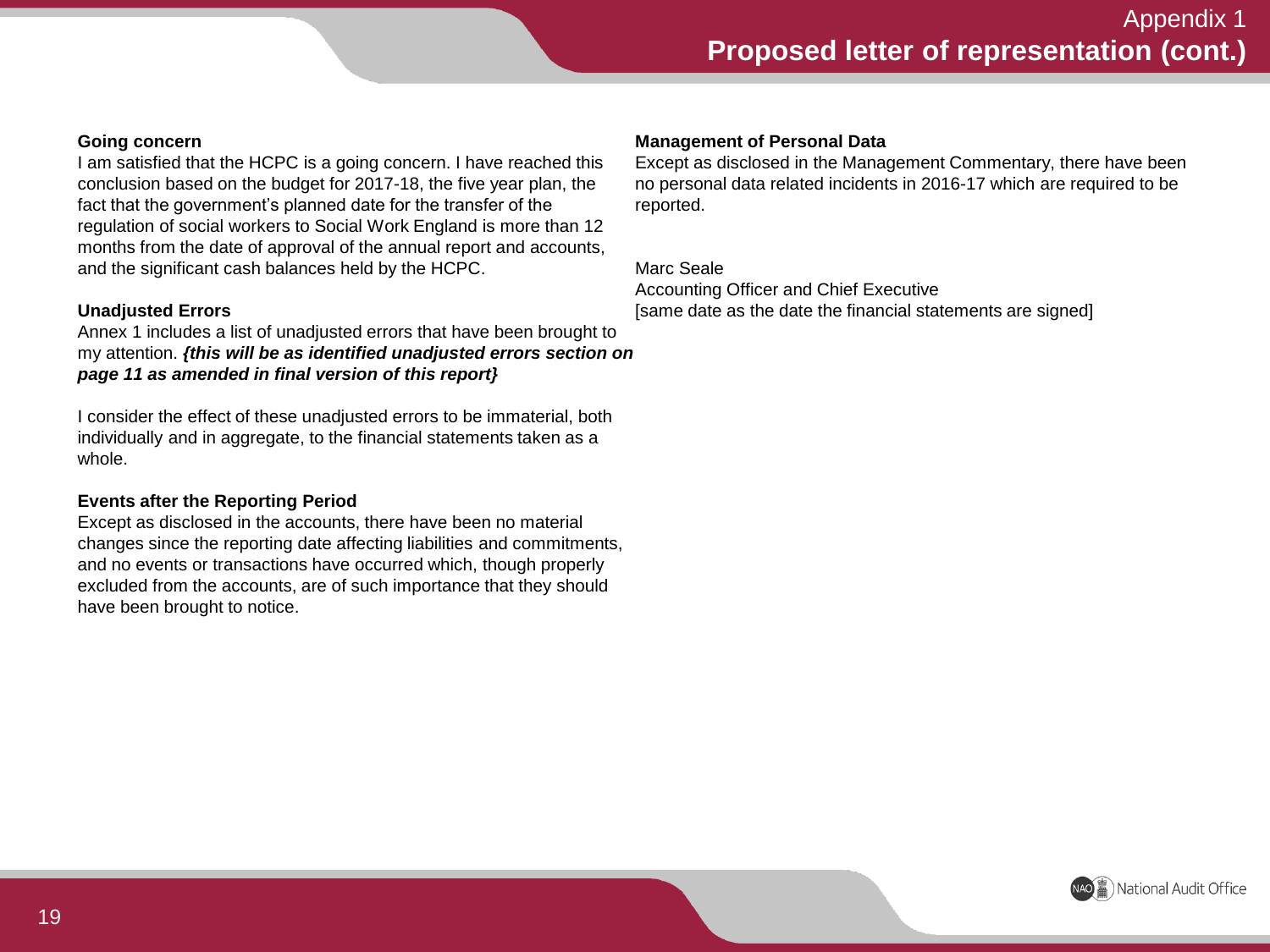## Appendix 1
# Proposed letter of representation (cont.)

**Going concern**
I am satisfied that the HCPC is a going concern. I have reached this conclusion based on the budget for 2017-18, the five year plan, the fact that the government's planned date for the transfer of the regulation of social workers to Social Work England is more than 12 months from the date of approval of the annual report and accounts, and the significant cash balances held by the HCPC.

**Unadjusted Errors**
Annex 1 includes a list of unadjusted errors that have been brought to my attention. ***{this will be as identified unadjusted errors section on page 11 as amended in final version of this report}***

I consider the effect of these unadjusted errors to be immaterial, both individually and in aggregate, to the financial statements taken as a whole.

**Events after the Reporting Period**
Except as disclosed in the accounts, there have been no material changes since the reporting date affecting liabilities and commitments, and no events or transactions have occurred which, though properly excluded from the accounts, are of such importance that they should have been brought to notice.

**Management of Personal Data**
Except as disclosed in the Management Commentary, there have been no personal data related incidents in 2016-17 which are required to be reported.

Marc Seale
Accounting Officer and Chief Executive
[same date as the date the financial statements are signed]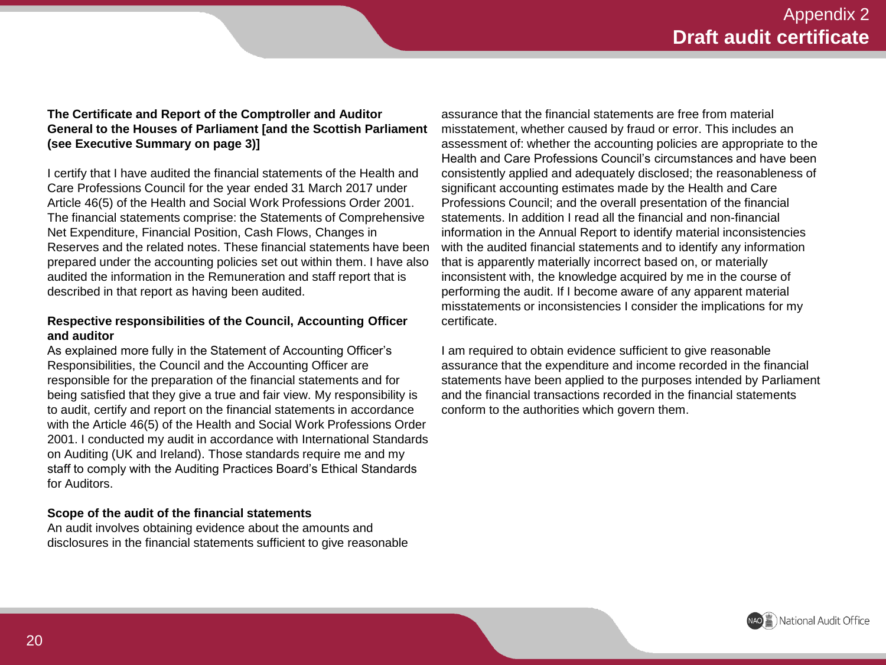# Appendix 2
## Draft audit certificate

**The Certificate and Report of the Comptroller and Auditor General to the Houses of Parliament [and the Scottish Parliament (see Executive Summary on page 3)]**

I certify that I have audited the financial statements of the Health and Care Professions Council for the year ended 31 March 2017 under Article 46(5) of the Health and Social Work Professions Order 2001. The financial statements comprise: the Statements of Comprehensive Net Expenditure, Financial Position, Cash Flows, Changes in Reserves and the related notes. These financial statements have been prepared under the accounting policies set out within them. I have also audited the information in the Remuneration and staff report that is described in that report as having been audited.

**Respective responsibilities of the Council, Accounting Officer and auditor**

As explained more fully in the Statement of Accounting Officer's Responsibilities, the Council and the Accounting Officer are responsible for the preparation of the financial statements and for being satisfied that they give a true and fair view. My responsibility is to audit, certify and report on the financial statements in accordance with the Article 46(5) of the Health and Social Work Professions Order 2001. I conducted my audit in accordance with International Standards on Auditing (UK and Ireland). Those standards require me and my staff to comply with the Auditing Practices Board's Ethical Standards for Auditors.

**Scope of the audit of the financial statements**

An audit involves obtaining evidence about the amounts and disclosures in the financial statements sufficient to give reasonable assurance that the financial statements are free from material misstatement, whether caused by fraud or error. This includes an assessment of: whether the accounting policies are appropriate to the Health and Care Professions Council's circumstances and have been consistently applied and adequately disclosed; the reasonableness of significant accounting estimates made by the Health and Care Professions Council; and the overall presentation of the financial statements. In addition I read all the financial and non-financial information in the Annual Report to identify material inconsistencies with the audited financial statements and to identify any information that is apparently materially incorrect based on, or materially inconsistent with, the knowledge acquired by me in the course of performing the audit. If I become aware of any apparent material misstatements or inconsistencies I consider the implications for my certificate.

I am required to obtain evidence sufficient to give reasonable assurance that the expenditure and income recorded in the financial statements have been applied to the purposes intended by Parliament and the financial transactions recorded in the financial statements conform to the authorities which govern them.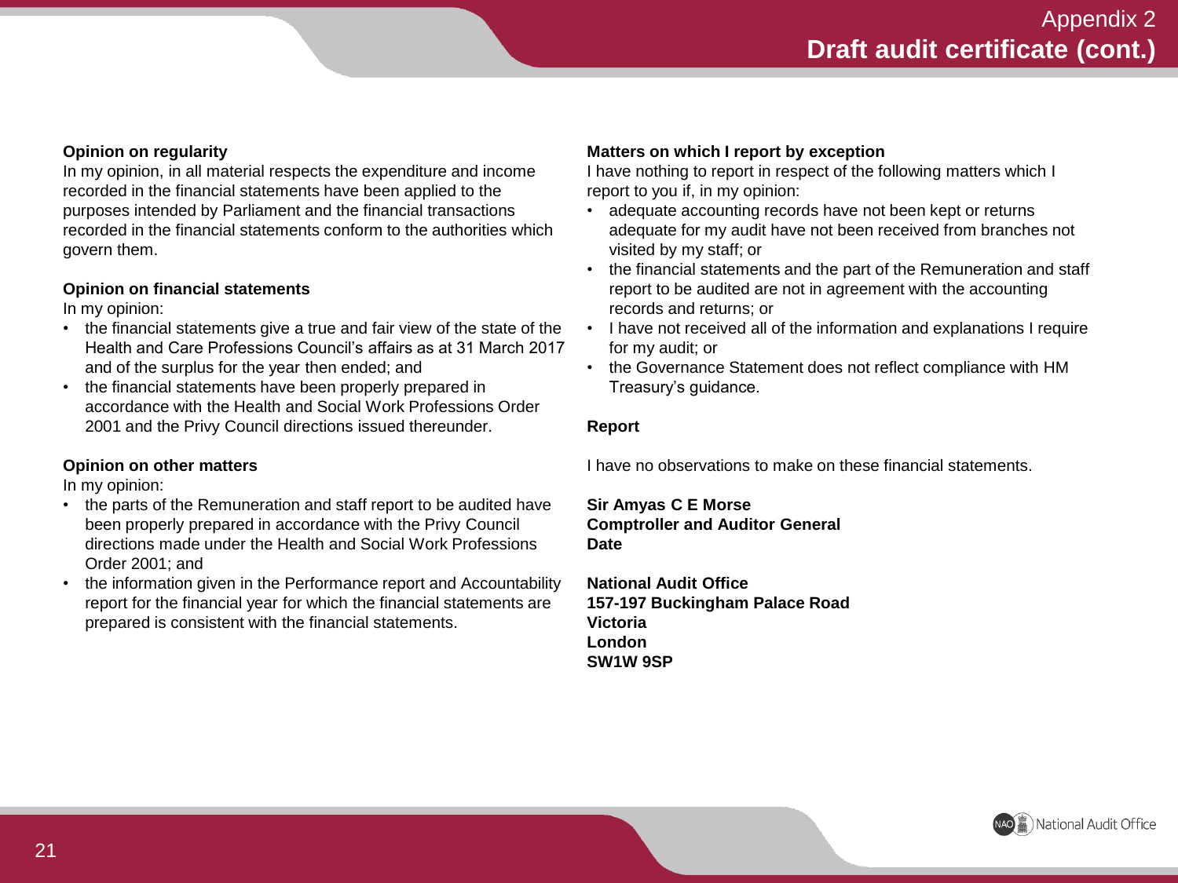Appendix 2

## Draft audit certificate (cont.)

**Opinion on regularity**

In my opinion, in all material respects the expenditure and income recorded in the financial statements have been applied to the purposes intended by Parliament and the financial transactions recorded in the financial statements conform to the authorities which govern them.

**Opinion on financial statements**

In my opinion:

- the financial statements give a true and fair view of the state of the Health and Care Professions Council's affairs as at 31 March 2017 and of the surplus for the year then ended; and
- the financial statements have been properly prepared in accordance with the Health and Social Work Professions Order 2001 and the Privy Council directions issued thereunder.

**Opinion on other matters**

In my opinion:

- the parts of the Remuneration and staff report to be audited have been properly prepared in accordance with the Privy Council directions made under the Health and Social Work Professions Order 2001; and
- the information given in the Performance report and Accountability report for the financial year for which the financial statements are prepared is consistent with the financial statements.

**Matters on which I report by exception**

I have nothing to report in respect of the following matters which I report to you if, in my opinion:

- adequate accounting records have not been kept or returns adequate for my audit have not been received from branches not visited by my staff; or
- the financial statements and the part of the Remuneration and staff report to be audited are not in agreement with the accounting records and returns; or
- I have not received all of the information and explanations I require for my audit; or
- the Governance Statement does not reflect compliance with HM Treasury's guidance.

**Report**

I have no observations to make on these financial statements.

**Sir Amyas C E Morse**
**Comptroller and Auditor General**
**Date**

**National Audit Office**
**157-197 Buckingham Palace Road**
**Victoria**
**London**
**SW1W 9SP**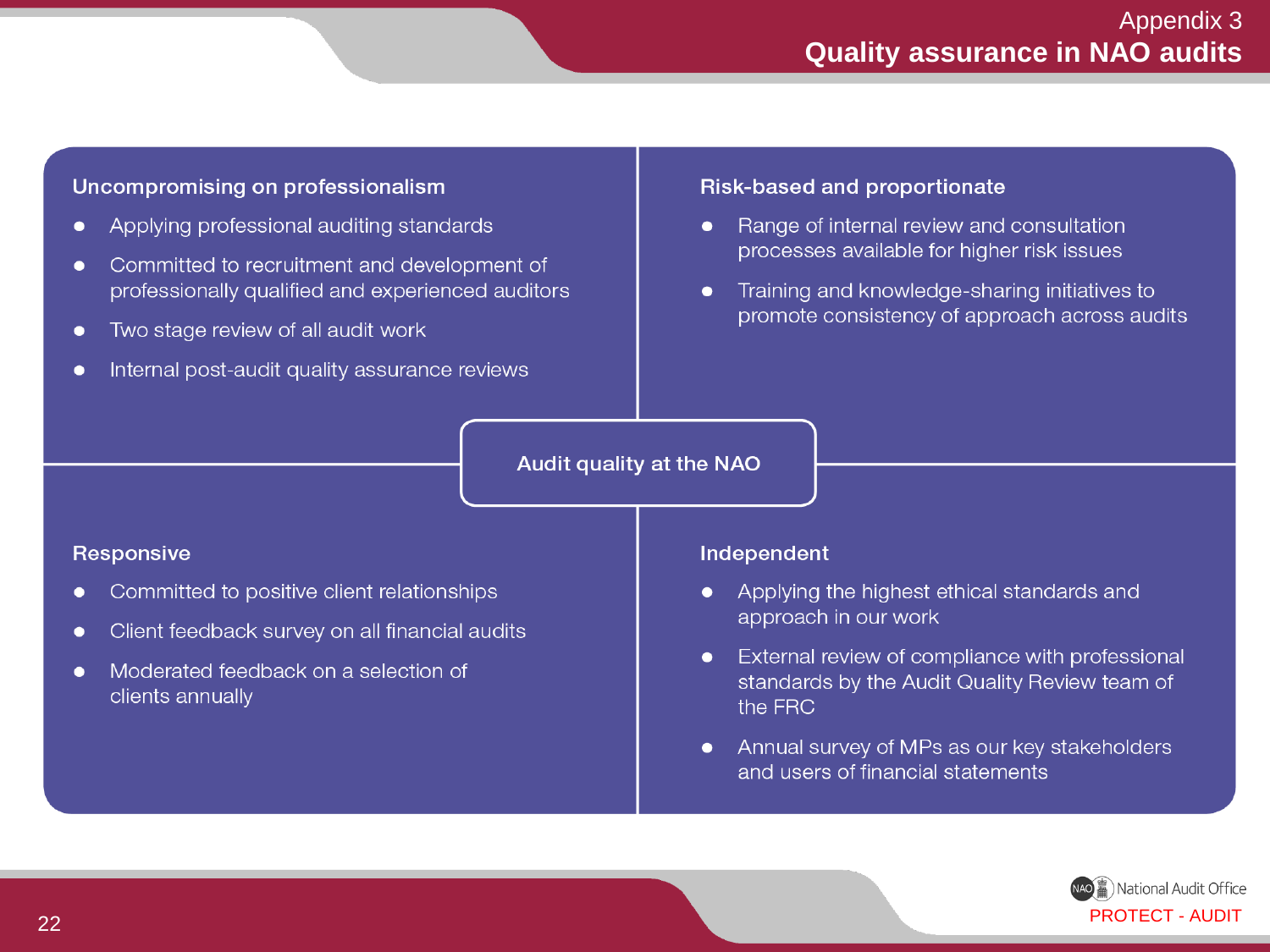# Appendix 3
## Quality assurance in NAO audits

**Audit quality at the NAO**

### Uncompromising on professionalism

- Applying professional auditing standards
- Committed to recruitment and development of professionally qualified and experienced auditors
- Two stage review of all audit work
- Internal post-audit quality assurance reviews

### Risk-based and proportionate

- Range of internal review and consultation processes available for higher risk issues
- Training and knowledge-sharing initiatives to promote consistency of approach across audits

### Responsive

- Committed to positive client relationships
- Client feedback survey on all financial audits
- Moderated feedback on a selection of clients annually

### Independent

- Applying the highest ethical standards and approach in our work
- External review of compliance with professional standards by the Audit Quality Review team of the FRC
- Annual survey of MPs as our key stakeholders and users of financial statements

PROTECT - AUDIT